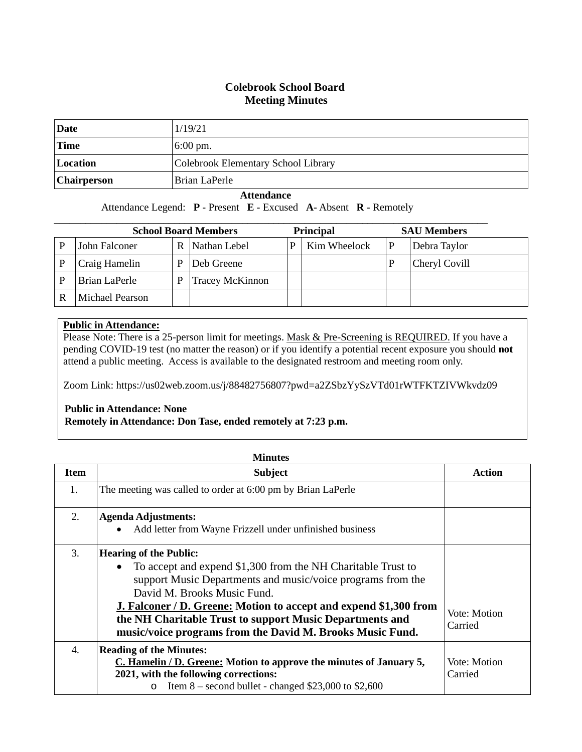# Colebrook School Board
## Meeting Minutes

| Date | 1/19/21 |
|---|---|
| Time | 6:00 pm. |
| Location | Colebrook Elementary School Library |
| Chairperson | Brian LaPerle |

**Attendance**

Attendance Legend: **P** - Present **E** - Excused **A**- Absent **R** - Remotely

| School Board Members | | | | Principal | | SAU Members | |
|---|---|---|---|---|---|---|---|
| P | John Falconer | R | Nathan Lebel | P | Kim Wheelock | P | Debra Taylor |
| P | Craig Hamelin | P | Deb Greene | | | P | Cheryl Covill |
| P | Brian LaPerle | P | Tracey McKinnon | | | | |
| R | Michael Pearson | | | | | | |

**Public in Attendance:**

Please Note: There is a 25-person limit for meetings. Mask & Pre-Screening is REQUIRED. If you have a pending COVID-19 test (no matter the reason) or if you identify a potential recent exposure you should **not** attend a public meeting. Access is available to the designated restroom and meeting room only.

Zoom Link: https://us02web.zoom.us/j/88482756807?pwd=a2ZSbzYySzVTd01rWTFKTZIVWkvdz09

**Public in Attendance: None**
**Remotely in Attendance: Don Tase, ended remotely at 7:23 p.m.**

**Minutes**

| Item | Subject | Action |
|---|---|---|
| 1. | The meeting was called to order at 6:00 pm by Brian LaPerle | |
| 2. | **Agenda Adjustments:**<br>• Add letter from Wayne Frizzell under unfinished business | |
| 3. | **Hearing of the Public:**<br>• To accept and expend $1,300 from the NH Charitable Trust to support Music Departments and music/voice programs from the David M. Brooks Music Fund.<br>**J. Falconer / D. Greene: Motion to accept and expend $1,300 from the NH Charitable Trust to support Music Departments and music/voice programs from the David M. Brooks Music Fund.** | Vote: Motion Carried |
| 4. | **Reading of the Minutes:**<br>**C. Hamelin / D. Greene: Motion to approve the minutes of January 5, 2021, with the following corrections:**<br>o Item 8 – second bullet - changed $23,000 to $2,600 | Vote: Motion Carried |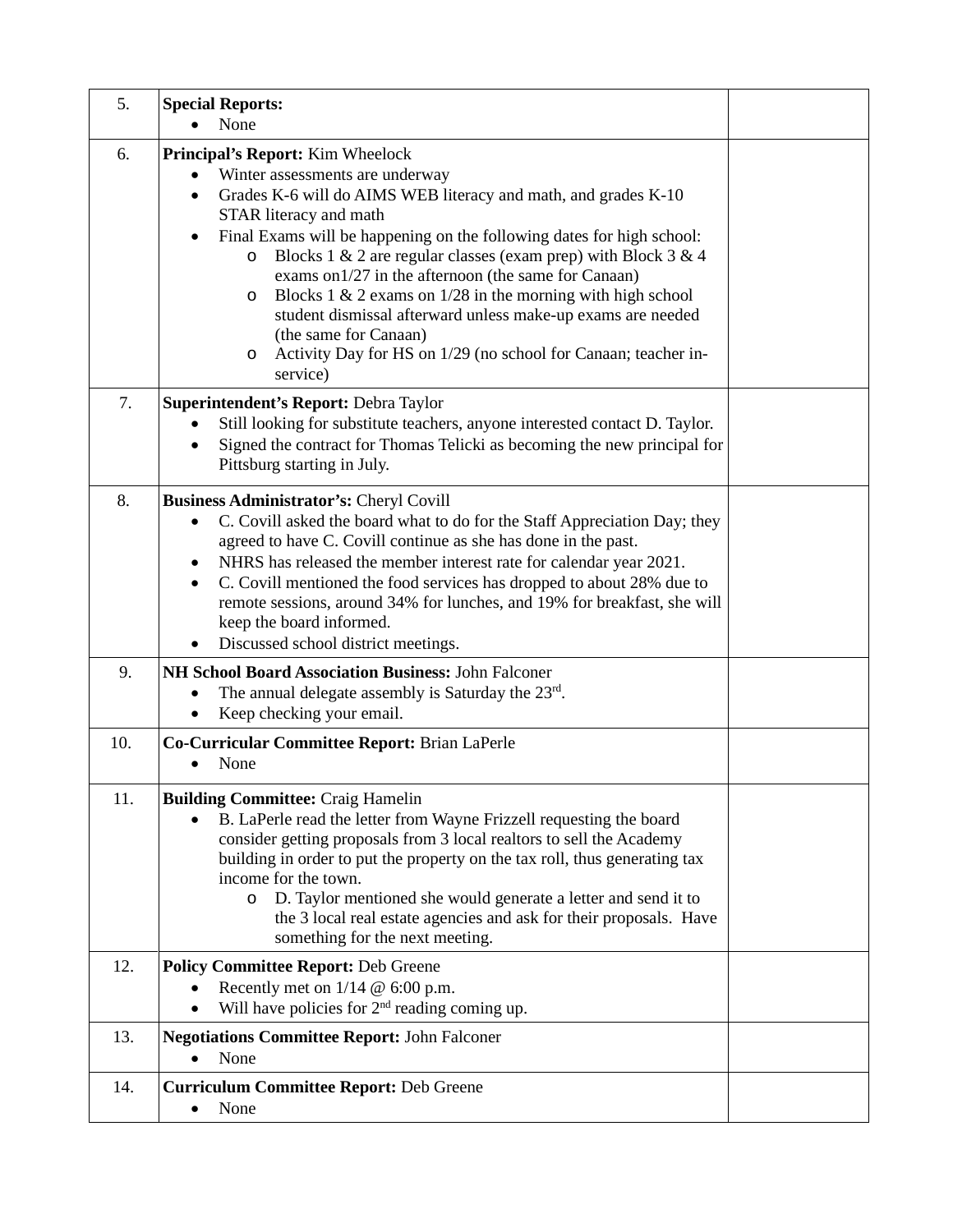| | | |
|---|---|---|
| 5. | **Special Reports:**<br>• None | |
| 6. | **Principal's Report:** Kim Wheelock<br>• Winter assessments are underway<br>• Grades K-6 will do AIMS WEB literacy and math, and grades K-10 STAR literacy and math<br>• Final Exams will be happening on the following dates for high school:<br>  o Blocks 1 & 2 are regular classes (exam prep) with Block 3 & 4 exams on1/27 in the afternoon (the same for Canaan)<br>  o Blocks 1 & 2 exams on 1/28 in the morning with high school student dismissal afterward unless make-up exams are needed (the same for Canaan)<br>  o Activity Day for HS on 1/29 (no school for Canaan; teacher in-service) | |
| 7. | **Superintendent's Report:** Debra Taylor<br>• Still looking for substitute teachers, anyone interested contact D. Taylor.<br>• Signed the contract for Thomas Telicki as becoming the new principal for Pittsburg starting in July. | |
| 8. | **Business Administrator's:** Cheryl Covill<br>• C. Covill asked the board what to do for the Staff Appreciation Day; they agreed to have C. Covill continue as she has done in the past.<br>• NHRS has released the member interest rate for calendar year 2021.<br>• C. Covill mentioned the food services has dropped to about 28% due to remote sessions, around 34% for lunches, and 19% for breakfast, she will keep the board informed.<br>• Discussed school district meetings. | |
| 9. | **NH School Board Association Business:** John Falconer<br>• The annual delegate assembly is Saturday the 23rd.<br>• Keep checking your email. | |
| 10. | **Co-Curricular Committee Report:** Brian LaPerle<br>• None | |
| 11. | **Building Committee:** Craig Hamelin<br>• B. LaPerle read the letter from Wayne Frizzell requesting the board consider getting proposals from 3 local realtors to sell the Academy building in order to put the property on the tax roll, thus generating tax income for the town.<br>  o D. Taylor mentioned she would generate a letter and send it to the 3 local real estate agencies and ask for their proposals. Have something for the next meeting. | |
| 12. | **Policy Committee Report:** Deb Greene<br>• Recently met on 1/14 @ 6:00 p.m.<br>• Will have policies for 2nd reading coming up. | |
| 13. | **Negotiations Committee Report:** John Falconer<br>• None | |
| 14. | **Curriculum Committee Report:** Deb Greene<br>• None | |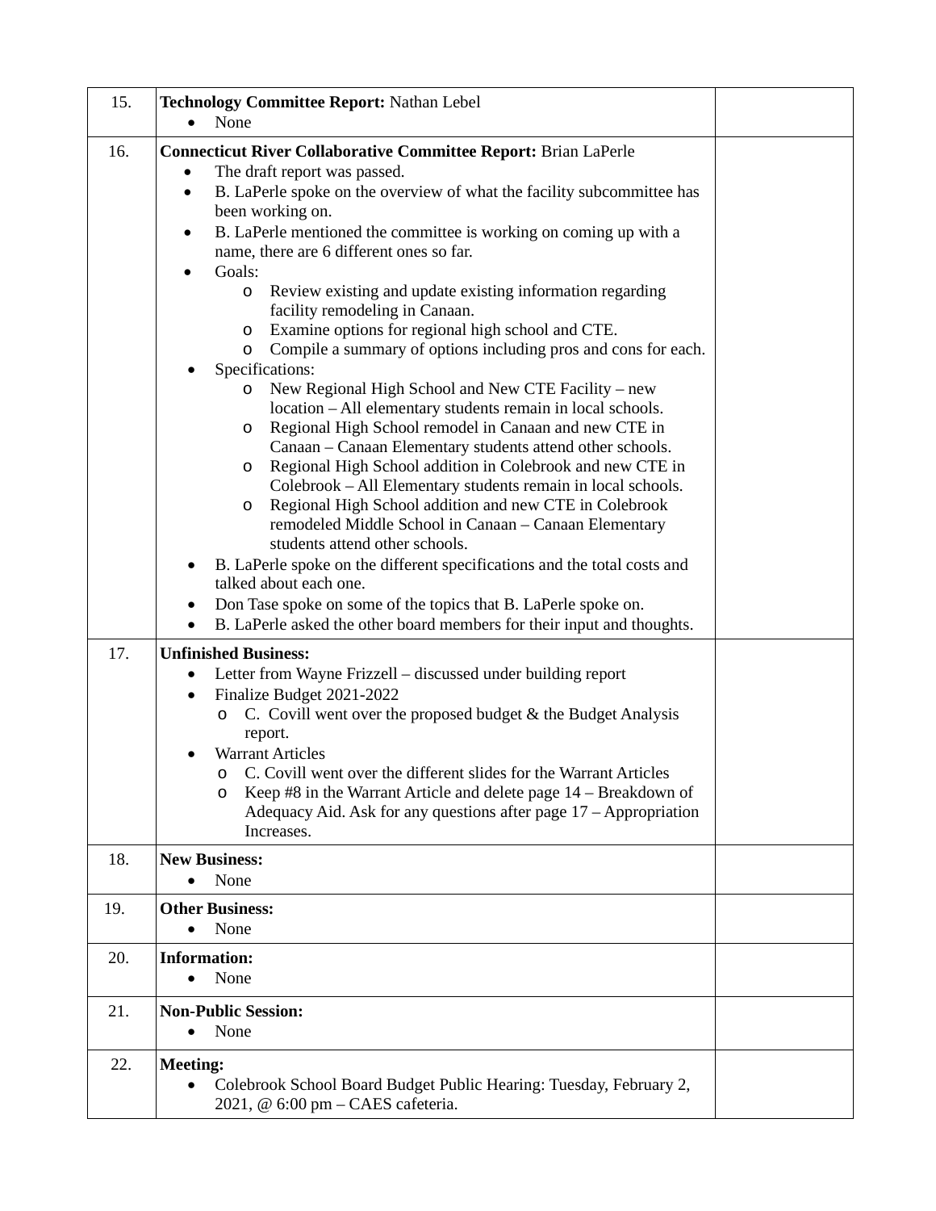| | | |
|---|---|---|
| 15. | **Technology Committee Report:** Nathan Lebel<br>• None | |
| 16. | **Connecticut River Collaborative Committee Report:** Brian LaPerle<br>• The draft report was passed.<br>• B. LaPerle spoke on the overview of what the facility subcommittee has been working on.<br>• B. LaPerle mentioned the committee is working on coming up with a name, there are 6 different ones so far.<br>• Goals:<br>&nbsp;&nbsp;&nbsp;&nbsp;o Review existing and update existing information regarding facility remodeling in Canaan.<br>&nbsp;&nbsp;&nbsp;&nbsp;o Examine options for regional high school and CTE.<br>&nbsp;&nbsp;&nbsp;&nbsp;o Compile a summary of options including pros and cons for each.<br>• Specifications:<br>&nbsp;&nbsp;&nbsp;&nbsp;o New Regional High School and New CTE Facility – new location – All elementary students remain in local schools.<br>&nbsp;&nbsp;&nbsp;&nbsp;o Regional High School remodel in Canaan and new CTE in Canaan – Canaan Elementary students attend other schools.<br>&nbsp;&nbsp;&nbsp;&nbsp;o Regional High School addition in Colebrook and new CTE in Colebrook – All Elementary students remain in local schools.<br>&nbsp;&nbsp;&nbsp;&nbsp;o Regional High School addition and new CTE in Colebrook remodeled Middle School in Canaan – Canaan Elementary students attend other schools.<br>• B. LaPerle spoke on the different specifications and the total costs and talked about each one.<br>• Don Tase spoke on some of the topics that B. LaPerle spoke on.<br>• B. LaPerle asked the other board members for their input and thoughts. | |
| 17. | **Unfinished Business:**<br>• Letter from Wayne Frizzell – discussed under building report<br>• Finalize Budget 2021-2022<br>&nbsp;&nbsp;&nbsp;&nbsp;o C. Covill went over the proposed budget & the Budget Analysis report.<br>• Warrant Articles<br>&nbsp;&nbsp;&nbsp;&nbsp;o C. Covill went over the different slides for the Warrant Articles<br>&nbsp;&nbsp;&nbsp;&nbsp;o Keep #8 in the Warrant Article and delete page 14 – Breakdown of Adequacy Aid. Ask for any questions after page 17 – Appropriation Increases. | |
| 18. | **New Business:**<br>• None | |
| 19. | **Other Business:**<br>• None | |
| 20. | **Information:**<br>• None | |
| 21. | **Non-Public Session:**<br>• None | |
| 22. | **Meeting:**<br>• Colebrook School Board Budget Public Hearing: Tuesday, February 2, 2021, @ 6:00 pm – CAES cafeteria. | |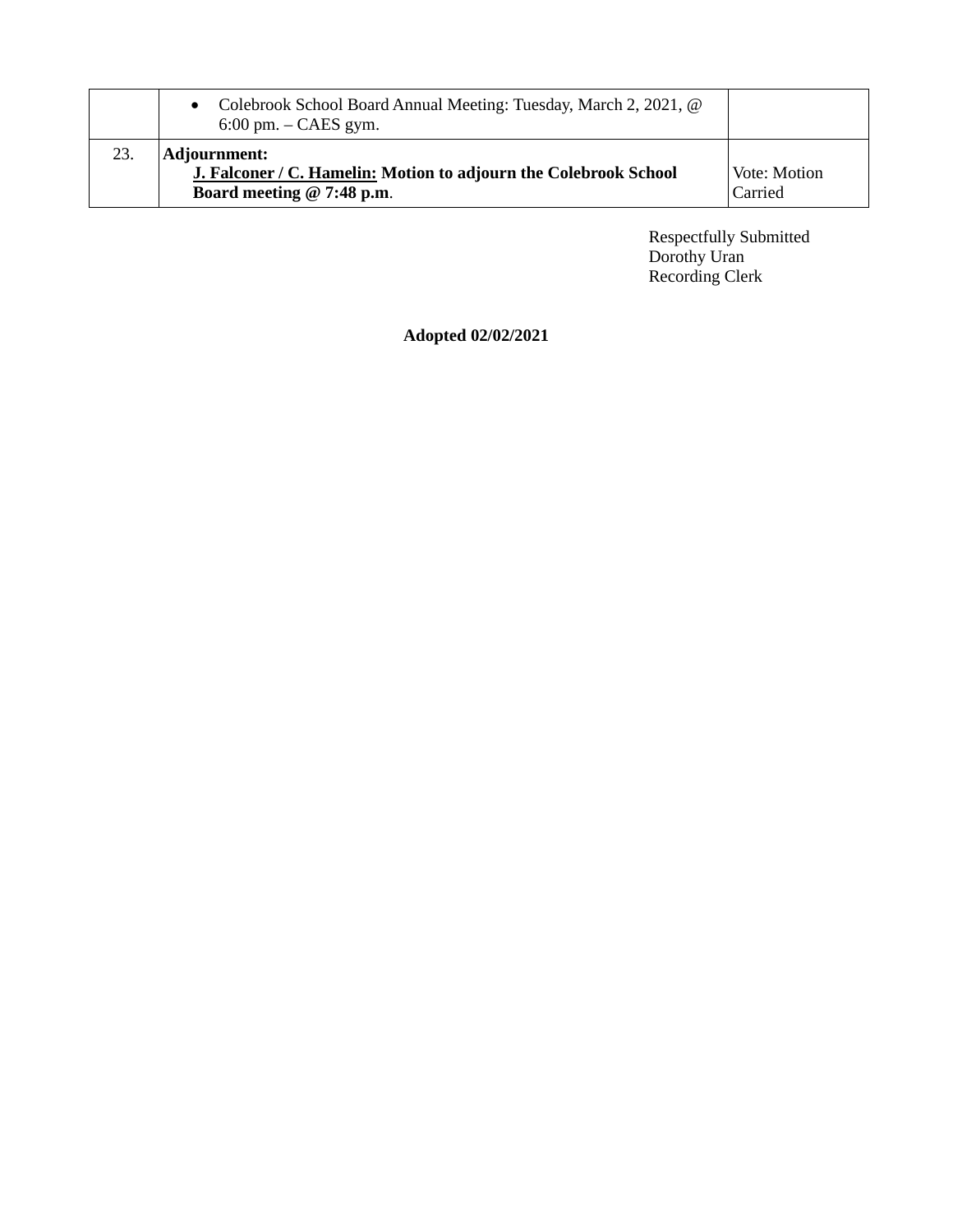| | | |
|---|---|---|
| | • Colebrook School Board Annual Meeting: Tuesday, March 2, 2021, @ 6:00 pm. – CAES gym. | |
| 23. | **Adjournment:** <br> **<u>J. Falconer / C. Hamelin:</u> Motion to adjourn the Colebrook School Board meeting @ 7:48 p.m**. | Vote: Motion Carried |

Respectfully Submitted
Dorothy Uran
Recording Clerk

**Adopted 02/02/2021**